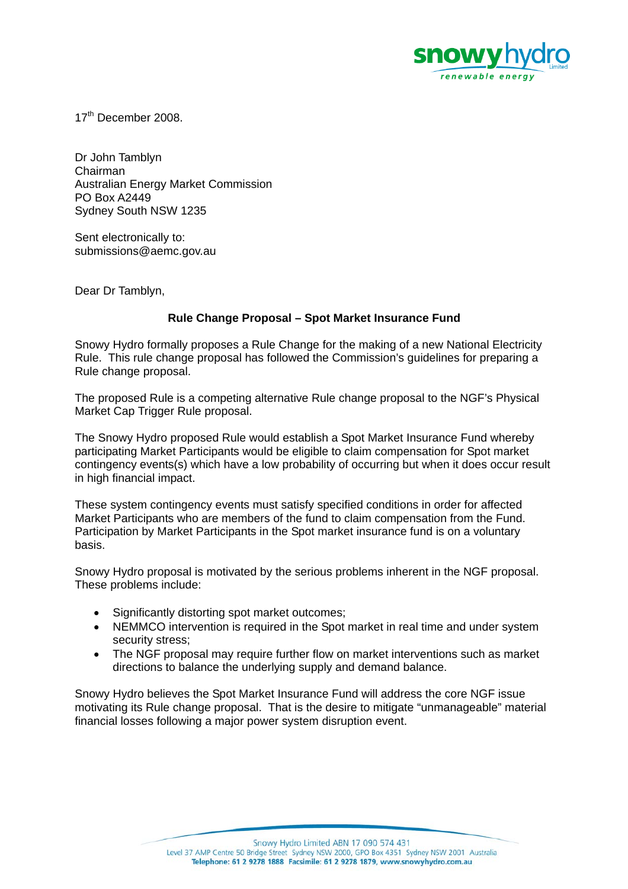17th December 2008.

Dr John Tamblyn
Chairman
Australian Energy Market Commission
PO Box A2449
Sydney South NSW 1235

Sent electronically to:
submissions@aemc.gov.au

Dear Dr Tamblyn,

**Rule Change Proposal – Spot Market Insurance Fund**

Snowy Hydro formally proposes a Rule Change for the making of a new National Electricity Rule. This rule change proposal has followed the Commission's guidelines for preparing a Rule change proposal.

The proposed Rule is a competing alternative Rule change proposal to the NGF's Physical Market Cap Trigger Rule proposal.

The Snowy Hydro proposed Rule would establish a Spot Market Insurance Fund whereby participating Market Participants would be eligible to claim compensation for Spot market contingency events(s) which have a low probability of occurring but when it does occur result in high financial impact.

These system contingency events must satisfy specified conditions in order for affected Market Participants who are members of the fund to claim compensation from the Fund. Participation by Market Participants in the Spot market insurance fund is on a voluntary basis.

Snowy Hydro proposal is motivated by the serious problems inherent in the NGF proposal. These problems include:

- Significantly distorting spot market outcomes;
- NEMMCO intervention is required in the Spot market in real time and under system security stress;
- The NGF proposal may require further flow on market interventions such as market directions to balance the underlying supply and demand balance.

Snowy Hydro believes the Spot Market Insurance Fund will address the core NGF issue motivating its Rule change proposal. That is the desire to mitigate "unmanageable" material financial losses following a major power system disruption event.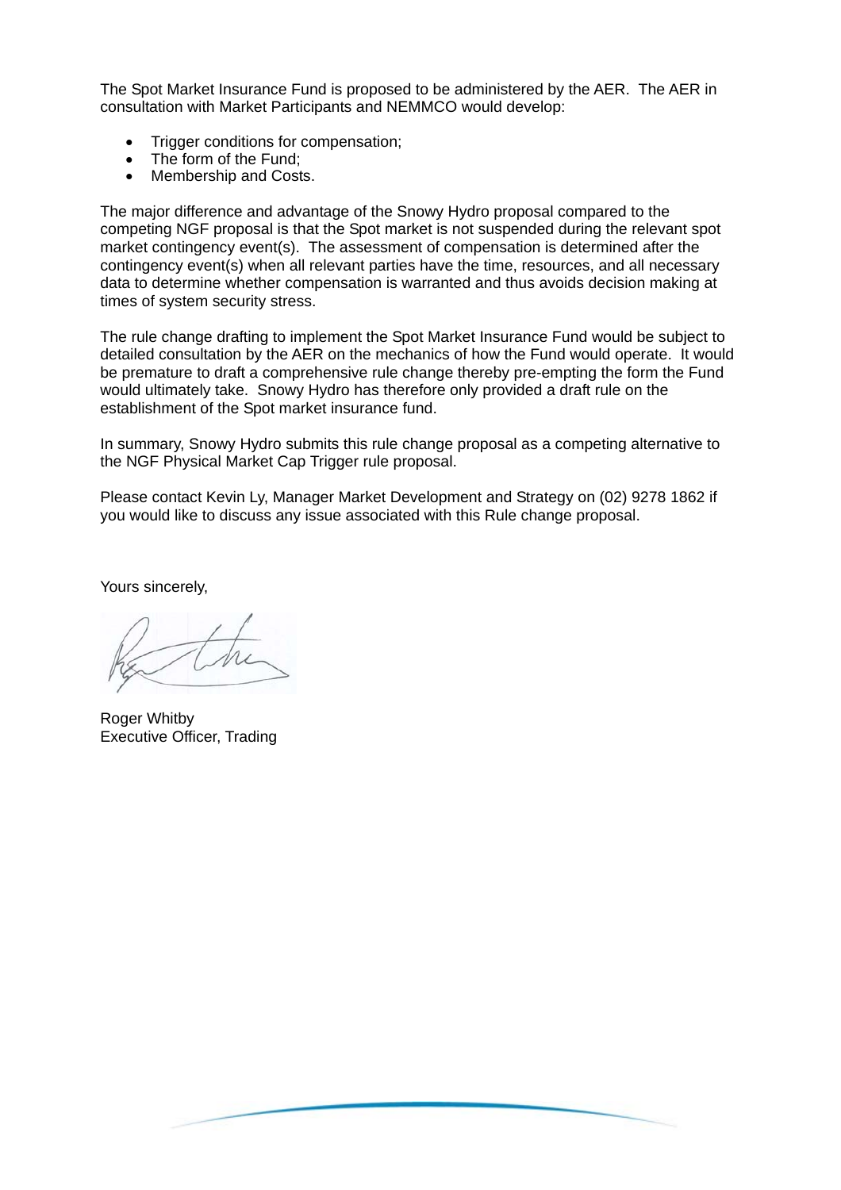The Spot Market Insurance Fund is proposed to be administered by the AER. The AER in consultation with Market Participants and NEMMCO would develop:

- Trigger conditions for compensation;
- The form of the Fund;
- Membership and Costs.

The major difference and advantage of the Snowy Hydro proposal compared to the competing NGF proposal is that the Spot market is not suspended during the relevant spot market contingency event(s). The assessment of compensation is determined after the contingency event(s) when all relevant parties have the time, resources, and all necessary data to determine whether compensation is warranted and thus avoids decision making at times of system security stress.

The rule change drafting to implement the Spot Market Insurance Fund would be subject to detailed consultation by the AER on the mechanics of how the Fund would operate. It would be premature to draft a comprehensive rule change thereby pre-empting the form the Fund would ultimately take. Snowy Hydro has therefore only provided a draft rule on the establishment of the Spot market insurance fund.

In summary, Snowy Hydro submits this rule change proposal as a competing alternative to the NGF Physical Market Cap Trigger rule proposal.

Please contact Kevin Ly, Manager Market Development and Strategy on (02) 9278 1862 if you would like to discuss any issue associated with this Rule change proposal.

Yours sincerely,

Roger Whitby
Executive Officer, Trading